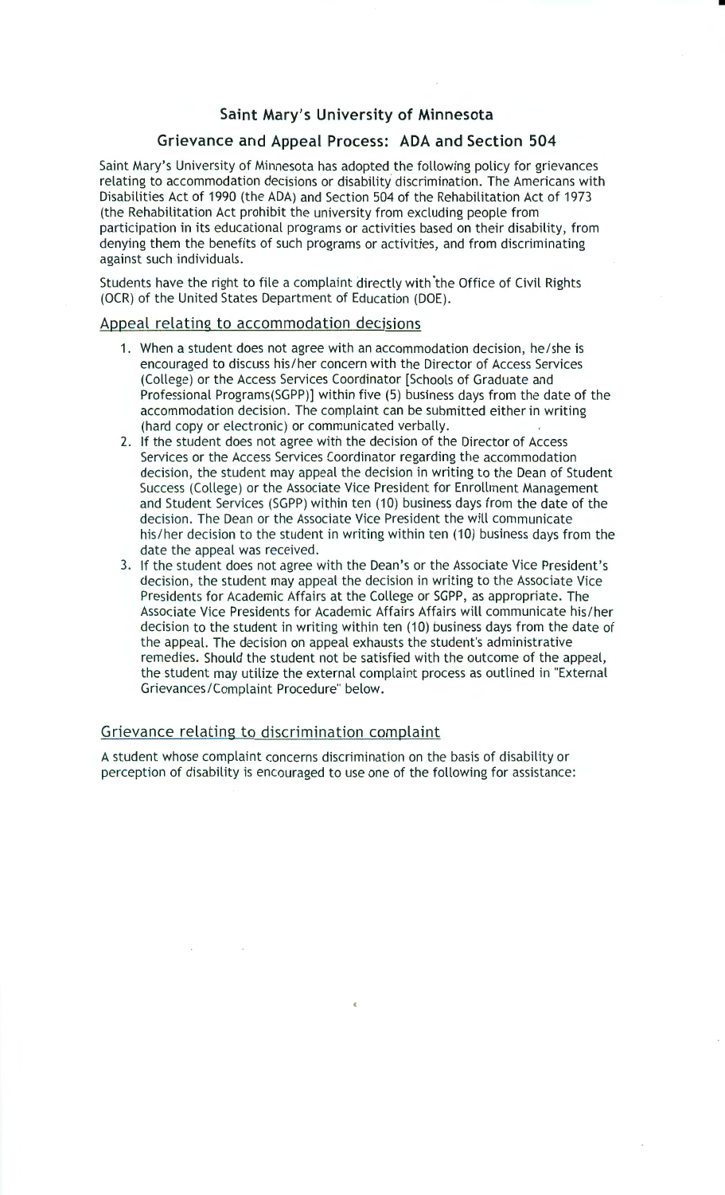## Saint Mary's University of Minnesota

## Grievance and Appeal Process: ADA and Section 504

Saint Mary's University of Minnesota has adopted the following policy for grievances relating to accommodation decisions or disability discrimination. The Americans with Disabilities Act of 1990 (the ADA) and Section 504 of the Rehabilitation Act of 1973 (the Rehabilitation Act prohibit the university from excluding people from participation in its educational programs or activities based on their disability, from denying them the benefits of such programs or activities, and from discriminating against such individuals.

Students have the right to file a complaint directly with the Office of Civil Rights (OCR) of the United States Department of Education (DOE).

### Appeal relating to accommodation decisions

1. When a student does not agree with an accommodation decision, he/she is encouraged to discuss his/her concern with the Director of Access Services (College) or the Access Services Coordinator [Schools of Graduate and Professional Programs(SGPP)] within five (5) business days from the date of the accommodation decision. The complaint can be submitted either in writing (hard copy or electronic) or communicated verbally.
2. If the student does not agree with the decision of the Director of Access Services or the Access Services Coordinator regarding the accommodation decision, the student may appeal the decision in writing to the Dean of Student Success (College) or the Associate Vice President for Enrollment Management and Student Services (SGPP) within ten (10) business days from the date of the decision. The Dean or the Associate Vice President the will communicate his/her decision to the student in writing within ten (10) business days from the date the appeal was received.
3. If the student does not agree with the Dean's or the Associate Vice President's decision, the student may appeal the decision in writing to the Associate Vice Presidents for Academic Affairs at the College or SGPP, as appropriate. The Associate Vice Presidents for Academic Affairs Affairs will communicate his/her decision to the student in writing within ten (10) business days from the date of the appeal. The decision on appeal exhausts the student's administrative remedies. Should the student not be satisfied with the outcome of the appeal, the student may utilize the external complaint process as outlined in "External Grievances/Complaint Procedure" below.

### Grievance relating to discrimination complaint

A student whose complaint concerns discrimination on the basis of disability or perception of disability is encouraged to use one of the following for assistance: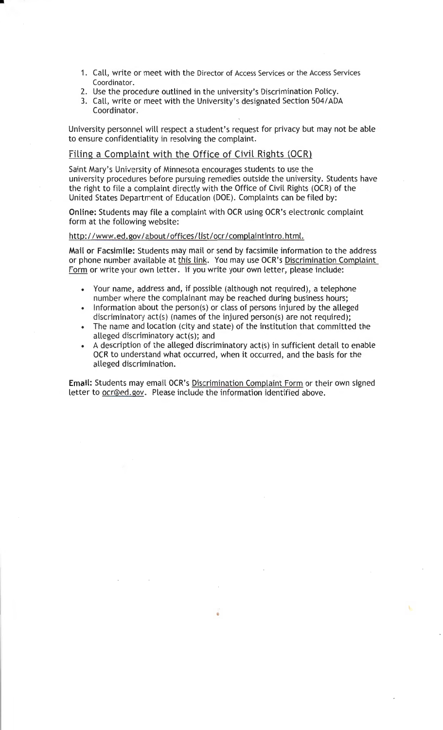1. Call, write or meet with the Director of Access Services or the Access Services Coordinator.
2. Use the procedure outlined in the university's Discrimination Policy.
3. Call, write or meet with the University's designated Section 504/ADA Coordinator.

University personnel will respect a student's request for privacy but may not be able to ensure confidentiality in resolving the complaint.

## Filing a Complaint with the Office of Civil Rights (OCR)

Saint Mary's University of Minnesota encourages students to use the university procedures before pursuing remedies outside the university. Students have the right to file a complaint directly with the Office of Civil Rights (OCR) of the United States Department of Education (DOE). Complaints can be filed by:

**Online:** Students may file a complaint with OCR using OCR's electronic complaint form at the following website:

http://www.ed.gov/about/offices/list/ocr/complaintintro.html.

**Mail or Facsimile:** Students may mail or send by facsimile information to the address or phone number available at this link. You may use OCR's Discrimination Complaint Form or write your own letter. If you write your own letter, please include:

- Your name, address and, if possible (although not required), a telephone number where the complainant may be reached during business hours;
- Information about the person(s) or class of persons injured by the alleged discriminatory act(s) (names of the injured person(s) are not required);
- The name and location (city and state) of the institution that committed the alleged discriminatory act(s); and
- A description of the alleged discriminatory act(s) in sufficient detail to enable OCR to understand what occurred, when it occurred, and the basis for the alleged discrimination.

**Email:** Students may email OCR's Discrimination Complaint Form or their own signed letter to ocr@ed.gov. Please include the information identified above.